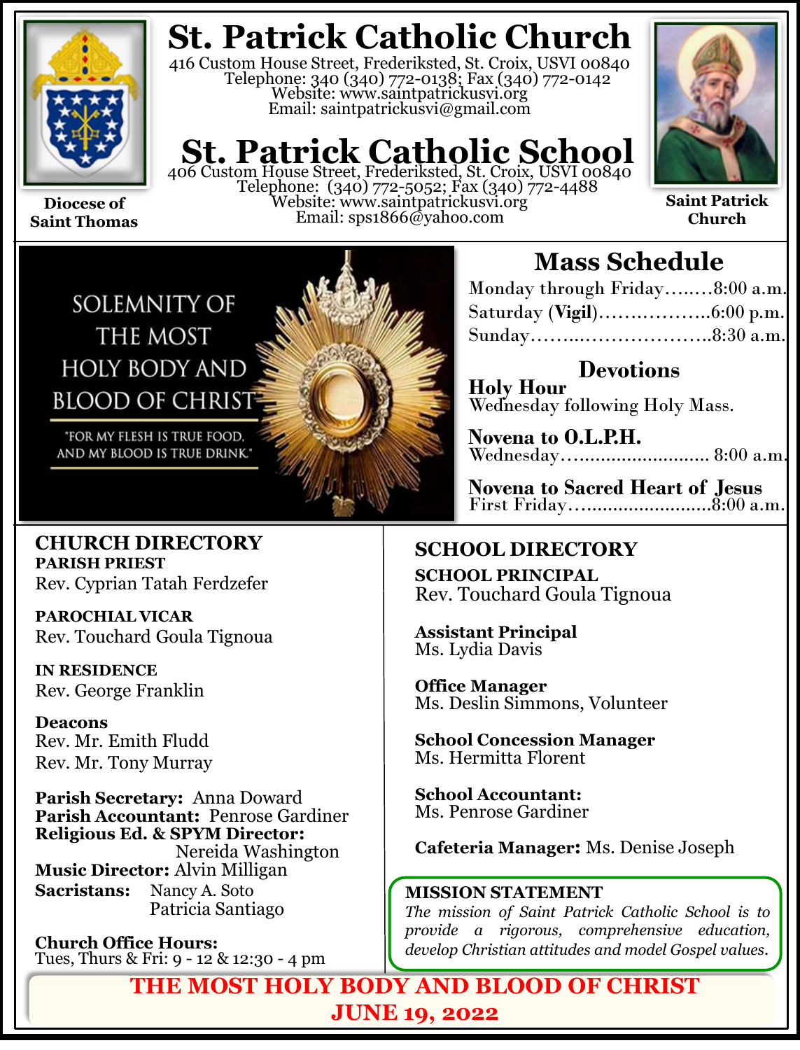# St. Patrick Catholic Church

416 Custom House Street, Frederiksted, St. Croix, USVI 00840
Telephone: 340 (340) 772-0138; Fax (340) 772-0142
Website: www.saintpatrickusvi.org
Email: saintpatrickusvi@gmail.com

# St. Patrick Catholic School

406 Custom House Street, Frederiksted, St. Croix, USVI 00840
Telephone: (340) 772-5052; Fax (340) 772-4488
Website: www.saintpatrickusvi.org
Email: sps1866@yahoo.com

**Diocese of Saint Thomas**

**Saint Patrick Church**

SOLEMNITY OF THE MOST HOLY BODY AND BLOOD OF CHRIST

"FOR MY FLESH IS TRUE FOOD, AND MY BLOOD IS TRUE DRINK."

## Mass Schedule

Monday through Friday........8:00 a.m.
Saturday (**Vigil**)..................6:00 p.m.
Sunday.................................8:30 a.m.

### Devotions

**Holy Hour**
Wednesday following Holy Mass.

**Novena to O.L.P.H.**
Wednesday............................ 8:00 a.m.

**Novena to Sacred Heart of Jesus**
First Friday..........................8:00 a.m.

## CHURCH DIRECTORY

**PARISH PRIEST**
Rev. Cyprian Tatah Ferdzefer

**PAROCHIAL VICAR**
Rev. Touchard Goula Tignoua

**IN RESIDENCE**
Rev. George Franklin

**Deacons**
Rev. Mr. Emith Fludd
Rev. Mr. Tony Murray

**Parish Secretary:** Anna Doward
**Parish Accountant:** Penrose Gardiner
**Religious Ed. & SPYM Director:** Nereida Washington
**Music Director:** Alvin Milligan
**Sacristans:** Nancy A. Soto
Patricia Santiago

**Church Office Hours:**
Tues, Thurs & Fri: 9 - 12 & 12:30 - 4 pm

## SCHOOL DIRECTORY

**SCHOOL PRINCIPAL**
Rev. Touchard Goula Tignoua

**Assistant Principal**
Ms. Lydia Davis

**Office Manager**
Ms. Deslin Simmons, Volunteer

**School Concession Manager**
Ms. Hermitta Florent

**School Accountant:**
Ms. Penrose Gardiner

**Cafeteria Manager:** Ms. Denise Joseph

**MISSION STATEMENT**
*The mission of Saint Patrick Catholic School is to provide a rigorous, comprehensive education, develop Christian attitudes and model Gospel values.*

**THE MOST HOLY BODY AND BLOOD OF CHRIST**
**JUNE 19, 2022**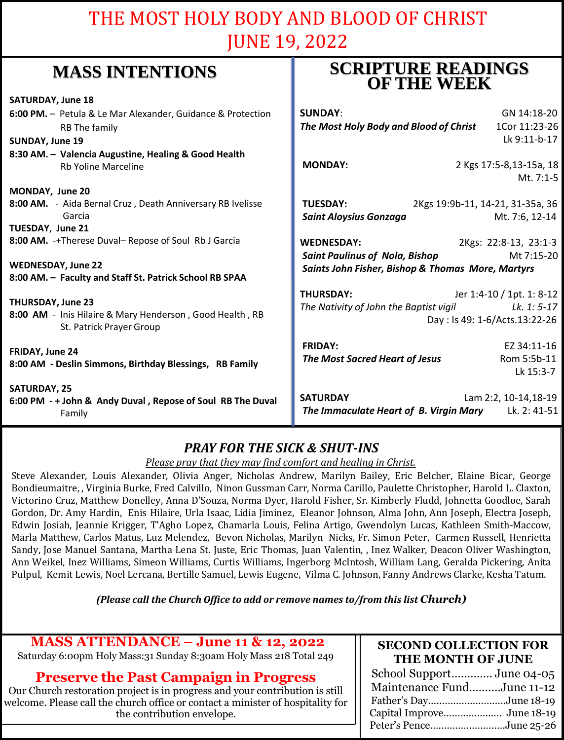# THE MOST HOLY BODY AND BLOOD OF CHRIST
# JUNE 19, 2022

## MASS INTENTIONS

**SATURDAY, June 18**
**6:00 PM.** – Petula & Le Mar Alexander, Guidance & Protection RB The family

**SUNDAY, June 19**
**8:30 AM. – Valencia Augustine, Healing & Good Health** Rb Yoline Marceline

**MONDAY, June 20**
**8:00 AM.** - Aida Bernal Cruz , Death Anniversary RB Ivelisse Garcia

**TUESDAY, June 21**
**8:00 AM.** -+Therese Duval– Repose of Soul Rb J Garcia

**WEDNESDAY, June 22**
**8:00 AM. – Faculty and Staff St. Patrick School RB SPAA**

**THURSDAY, June 23**
**8:00 AM** - Inis Hilaire & Mary Henderson , Good Health , RB St. Patrick Prayer Group

**FRIDAY, June 24**
**8:00 AM - Deslin Simmons, Birthday Blessings, RB Family**

**SATURDAY, 25**
**6:00 PM - + John & Andy Duval , Repose of Soul RB The Duval** Family

## SCRIPTURE READINGS OF THE WEEK

**SUNDAY**: GN 14:18-20
***The Most Holy Body and Blood of Christ*** 1Cor 11:23-26
Lk 9:11-b-17

**MONDAY:** 2 Kgs 17:5-8,13-15a, 18
Mt. 7:1-5

**TUESDAY:** 2Kgs 19:9b-11, 14-21, 31-35a, 36
***Saint Aloysius Gonzaga*** Mt. 7:6, 12-14

**WEDNESDAY:** 2Kgs: 22:8-13, 23:1-3
***Saint Paulinus of Nola, Bishop*** Mt 7:15-20
***Saints John Fisher, Bishop & Thomas More, Martyrs***

**THURSDAY:** Jer 1:4-10 / 1pt. 1: 8-12
*The Nativity of John the Baptist vigil* *Lk. 1: 5-17*
Day : Is 49: 1-6/Acts.13:22-26

**FRIDAY:** EZ 34:11-16
***The Most Sacred Heart of Jesus*** Rom 5:5b-11
Lk 15:3-7

**SATURDAY** Lam 2:2, 10-14,18-19
***The Immaculate Heart of B. Virgin Mary*** Lk. 2: 41-51

## *PRAY FOR THE SICK & SHUT-INS*

*Please pray that they may find comfort and healing in Christ.*

Steve Alexander, Louis Alexander, Olivia Anger, Nicholas Andrew, Marilyn Bailey, Eric Belcher, Elaine Bicar, George Bondieumaitre, , Virginia Burke, Fred Calvillo, Ninon Gussman Carr, Norma Carillo, Paulette Christopher, Harold L. Claxton, Victorino Cruz, Matthew Donelley, Anna D'Souza, Norma Dyer, Harold Fisher, Sr. Kimberly Fludd, Johnetta Goodloe, Sarah Gordon, Dr. Amy Hardin, Enis Hilaire, Urla Isaac, Lidia Jiminez, Eleanor Johnson, Alma John, Ann Joseph, Electra Joseph, Edwin Josiah, Jeannie Krigger, T'Agho Lopez, Chamarla Louis, Felina Artigo, Gwendolyn Lucas, Kathleen Smith-Maccow, Marla Matthew, Carlos Matus, Luz Melendez, Bevon Nicholas, Marilyn Nicks, Fr. Simon Peter, Carmen Russell, Henrietta Sandy, Jose Manuel Santana, Martha Lena St. Juste, Eric Thomas, Juan Valentin, , Inez Walker, Deacon Oliver Washington, Ann Weikel, Inez Williams, Simeon Williams, Curtis Williams, Ingerborg McIntosh, William Lang, Geralda Pickering, Anita Pulpul, Kemit Lewis, Noel Lercana, Bertille Samuel, Lewis Eugene, Vilma C. Johnson, Fanny Andrews Clarke, Kesha Tatum.

***(Please call the Church Office to add or remove names to/from this list Church)***

## MASS ATTENDANCE – June 11 & 12, 2022

Saturday 6:00pm Holy Mass:31 Sunday 8:30am Holy Mass 218 Total 249

## Preserve the Past Campaign in Progress

Our Church restoration project is in progress and your contribution is still welcome. Please call the church office or contact a minister of hospitality for the contribution envelope.

## SECOND COLLECTION FOR THE MONTH OF JUNE

School Support............. June 04-05
Maintenance Fund..........June 11-12
Father's Day............................June 18-19
Capital Improve..................... June 18-19
Peter's Pence...........................June 25-26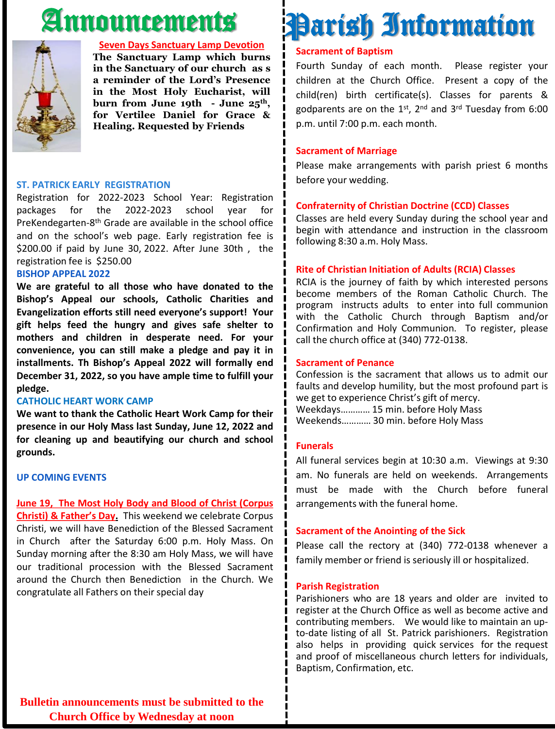# Announcements

**Seven Days Sanctuary Lamp Devotion**

**The Sanctuary Lamp which burns in the Sanctuary of our church as s a reminder of the Lord's Presence in the Most Holy Eucharist, will burn from June 19th - June 25th, for Vertilee Daniel for Grace & Healing. Requested by Friends**

### ST. PATRICK EARLY REGISTRATION

Registration for 2022-2023 School Year: Registration packages for the 2022-2023 school year for PreKendegarten-8th Grade are available in the school office and on the school's web page. Early registration fee is $200.00 if paid by June 30, 2022. After June 30th , the registration fee is $250.00

### BISHOP APPEAL 2022

**We are grateful to all those who have donated to the Bishop's Appeal our schools, Catholic Charities and Evangelization efforts still need everyone's support! Your gift helps feed the hungry and gives safe shelter to mothers and children in desperate need. For your convenience, you can still make a pledge and pay it in installments. Th Bishop's Appeal 2022 will formally end December 31, 2022, so you have ample time to fulfill your pledge.**

### CATHOLIC HEART WORK CAMP

**We want to thank the Catholic Heart Work Camp for their presence in our Holy Mass last Sunday, June 12, 2022 and for cleaning up and beautifying our church and school grounds.**

### UP COMING EVENTS

**June 19, The Most Holy Body and Blood of Christ (Corpus Christi) & Father's Day.** This weekend we celebrate Corpus Christi, we will have Benediction of the Blessed Sacrament in Church after the Saturday 6:00 p.m. Holy Mass. On Sunday morning after the 8:30 am Holy Mass, we will have our traditional procession with the Blessed Sacrament around the Church then Benediction in the Church. We congratulate all Fathers on their special day

**Bulletin announcements must be submitted to the Church Office by Wednesday at noon**

# Parish Information

### Sacrament of Baptism

Fourth Sunday of each month. Please register your children at the Church Office. Present a copy of the child(ren) birth certificate(s). Classes for parents & godparents are on the 1st, 2nd and 3rd Tuesday from 6:00 p.m. until 7:00 p.m. each month.

### Sacrament of Marriage

Please make arrangements with parish priest 6 months before your wedding.

### Confraternity of Christian Doctrine (CCD) Classes

Classes are held every Sunday during the school year and begin with attendance and instruction in the classroom following 8:30 a.m. Holy Mass.

### Rite of Christian Initiation of Adults (RCIA) Classes

RCIA is the journey of faith by which interested persons become members of the Roman Catholic Church. The program instructs adults to enter into full communion with the Catholic Church through Baptism and/or Confirmation and Holy Communion. To register, please call the church office at (340) 772-0138.

### Sacrament of Penance

Confession is the sacrament that allows us to admit our faults and develop humility, but the most profound part is we get to experience Christ's gift of mercy.
Weekdays………… 15 min. before Holy Mass
Weekends………… 30 min. before Holy Mass

### Funerals

All funeral services begin at 10:30 a.m. Viewings at 9:30 am. No funerals are held on weekends. Arrangements must be made with the Church before funeral arrangements with the funeral home.

### Sacrament of the Anointing of the Sick

Please call the rectory at (340) 772-0138 whenever a family member or friend is seriously ill or hospitalized.

### Parish Registration

Parishioners who are 18 years and older are invited to register at the Church Office as well as become active and contributing members. We would like to maintain an up-to-date listing of all St. Patrick parishioners. Registration also helps in providing quick services for the request and proof of miscellaneous church letters for individuals, Baptism, Confirmation, etc.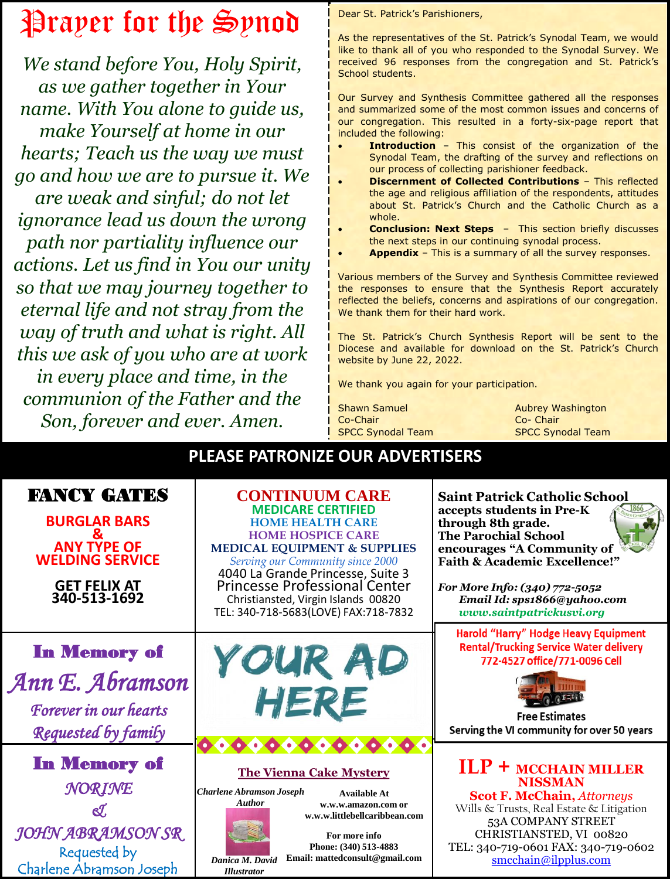# Prayer for the Synod

*We stand before You, Holy Spirit, as we gather together in Your name. With You alone to guide us, make Yourself at home in our hearts; Teach us the way we must go and how we are to pursue it. We are weak and sinful; do not let ignorance lead us down the wrong path nor partiality influence our actions. Let us find in You our unity so that we may journey together to eternal life and not stray from the way of truth and what is right. All this we ask of you who are at work in every place and time, in the communion of the Father and the Son, forever and ever. Amen.*

Dear St. Patrick's Parishioners,

As the representatives of the St. Patrick's Synodal Team, we would like to thank all of you who responded to the Synodal Survey. We received 96 responses from the congregation and St. Patrick's School students.

Our Survey and Synthesis Committee gathered all the responses and summarized some of the most common issues and concerns of our congregation. This resulted in a forty-six-page report that included the following:

- **Introduction** – This consist of the organization of the Synodal Team, the drafting of the survey and reflections on our process of collecting parishioner feedback.
- **Discernment of Collected Contributions** – This reflected the age and religious affiliation of the respondents, attitudes about St. Patrick's Church and the Catholic Church as a whole.
- **Conclusion: Next Steps** – This section briefly discusses the next steps in our continuing synodal process.
- **Appendix** – This is a summary of all the survey responses.

Various members of the Survey and Synthesis Committee reviewed the responses to ensure that the Synthesis Report accurately reflected the beliefs, concerns and aspirations of our congregation. We thank them for their hard work.

The St. Patrick's Church Synthesis Report will be sent to the Diocese and available for download on the St. Patrick's Church website by June 22, 2022.

We thank you again for your participation.

Shawn Samuel
Co-Chair
SPCC Synodal Team

Aubrey Washington
Co- Chair
SPCC Synodal Team

## PLEASE PATRONIZE OUR ADVERTISERS

**FANCY GATES**

**BURGLAR BARS & ANY TYPE OF WELDING SERVICE**

**GET FELIX AT 340-513-1692**

**CONTINUUM CARE**
**MEDICARE CERTIFIED**
**HOME HEALTH CARE**
**HOME HOSPICE CARE**
**MEDICAL EQUIPMENT & SUPPLIES**
*Serving our Community since 2000*
4040 La Grande Princesse, Suite 3
Princesse Professional Center
Christiansted, Virgin Islands 00820
TEL: 340-718-5683(LOVE) FAX:718-7832

**Saint Patrick Catholic School accepts students in Pre-K through 8th grade. The Parochial School encourages "A Community of Faith & Academic Excellence!"**

***For More Info: (340) 772-5052***
***Email Id: sps1866@yahoo.com***
***www.saintpatrickusvi.org***

**In Memory of**
*Ann E. Abramson*
*Forever in our hearts*
*Requested by family*

YOUR AD HERE

**Harold "Harry" Hodge Heavy Equipment Rental/Trucking Service Water delivery**
**772-4527 office/771-0096 Cell**
**Free Estimates**
**Serving the VI community for over 50 years**

**In Memory of**
*NORINE & JOHN ABRAMSON SR*
Requested by Charlene Abramson Joseph

**The Vienna Cake Mystery**
***Charlene Abramson Joseph***
***Author***
***Danica M. David***
***Illustrator***
**Available At**
**w.w.w.amazon.com or w.w.w.littlebellcaribbean.com**
**For more info**
**Phone: (340) 513-4883**
**Email: mattedconsult@gmail.com**

**ILP + MCCHAIN MILLER NISSMAN**
**Scot F. McChain,** *Attorneys*
Wills & Trusts, Real Estate & Litigation
53A COMPANY STREET
CHRISTIANSTED, VI 00820
TEL: 340-719-0601 FAX: 340-719-0602
smcchain@ilpplus.com